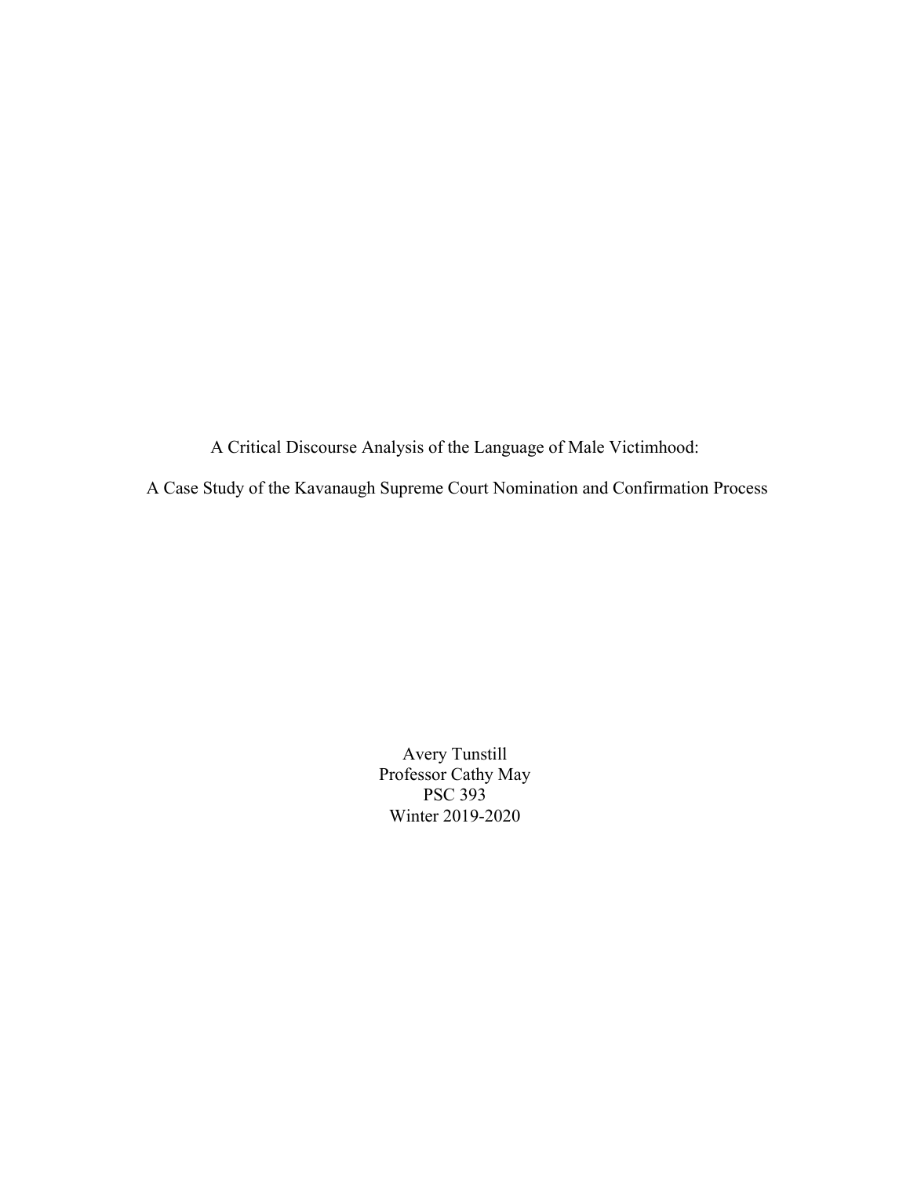A Critical Discourse Analysis of the Language of Male Victimhood:

A Case Study of the Kavanaugh Supreme Court Nomination and Confirmation Process

Avery Tunstill
Professor Cathy May
PSC 393
Winter 2019-2020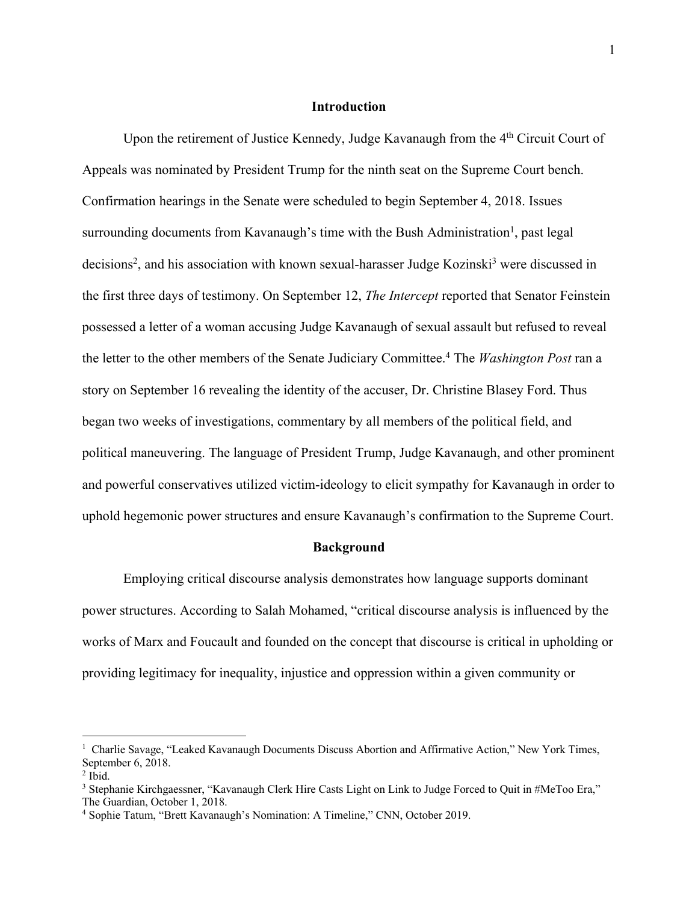## Introduction

Upon the retirement of Justice Kennedy, Judge Kavanaugh from the 4th Circuit Court of Appeals was nominated by President Trump for the ninth seat on the Supreme Court bench. Confirmation hearings in the Senate were scheduled to begin September 4, 2018. Issues surrounding documents from Kavanaugh's time with the Bush Administration[1], past legal decisions[2], and his association with known sexual-harasser Judge Kozinski[3] were discussed in the first three days of testimony. On September 12, *The Intercept* reported that Senator Feinstein possessed a letter of a woman accusing Judge Kavanaugh of sexual assault but refused to reveal the letter to the other members of the Senate Judiciary Committee.[4] The *Washington Post* ran a story on September 16 revealing the identity of the accuser, Dr. Christine Blasey Ford. Thus began two weeks of investigations, commentary by all members of the political field, and political maneuvering. The language of President Trump, Judge Kavanaugh, and other prominent and powerful conservatives utilized victim-ideology to elicit sympathy for Kavanaugh in order to uphold hegemonic power structures and ensure Kavanaugh's confirmation to the Supreme Court.

## Background

Employing critical discourse analysis demonstrates how language supports dominant power structures. According to Salah Mohamed, "critical discourse analysis is influenced by the works of Marx and Foucault and founded on the concept that discourse is critical in upholding or providing legitimacy for inequality, injustice and oppression within a given community or

---

[1] Charlie Savage, "Leaked Kavanaugh Documents Discuss Abortion and Affirmative Action," New York Times, September 6, 2018.

[2] Ibid.

[3] Stephanie Kirchgaessner, "Kavanaugh Clerk Hire Casts Light on Link to Judge Forced to Quit in #MeToo Era," The Guardian, October 1, 2018.

[4] Sophie Tatum, "Brett Kavanaugh's Nomination: A Timeline," CNN, October 2019.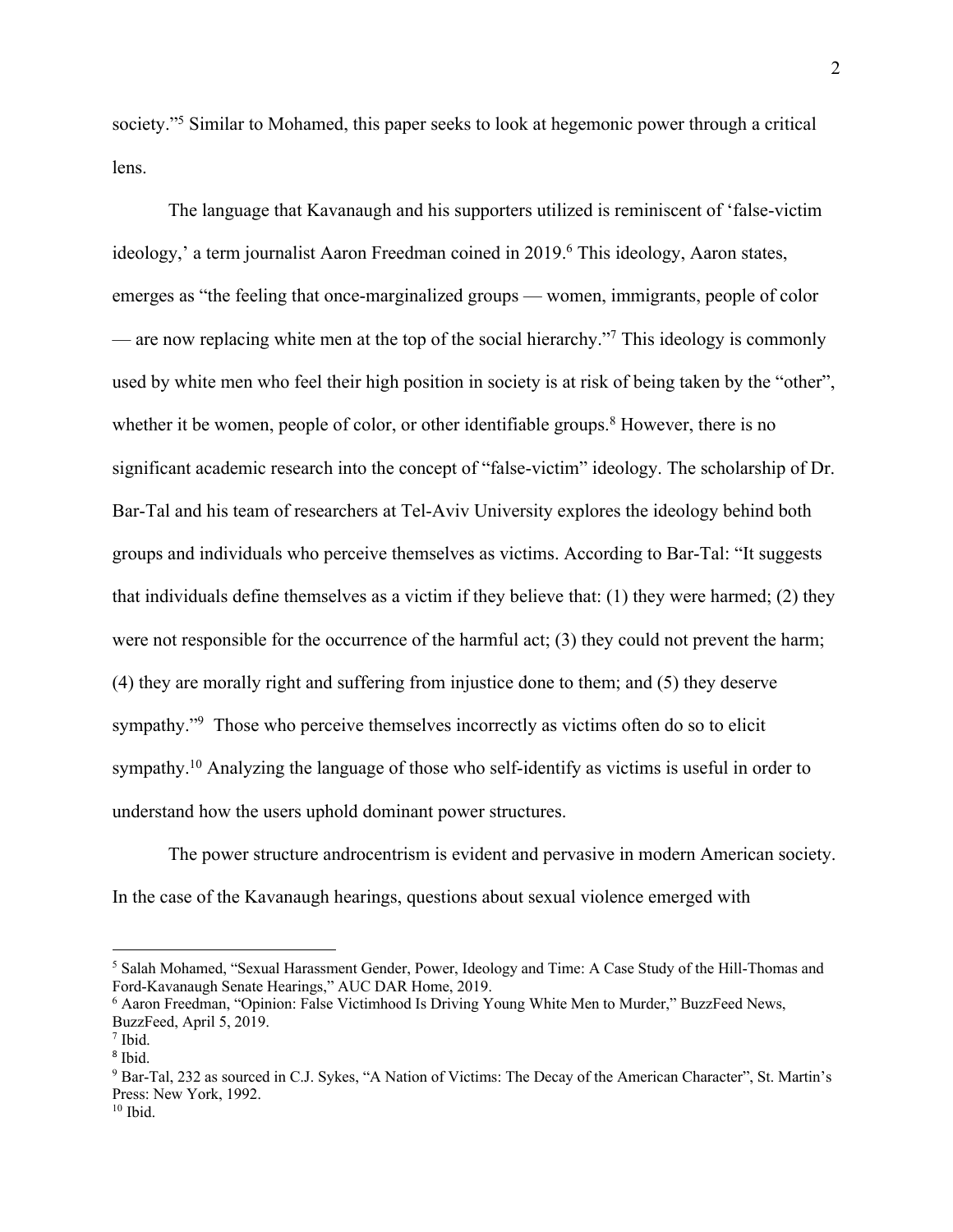society."[5] Similar to Mohamed, this paper seeks to look at hegemonic power through a critical lens.

The language that Kavanaugh and his supporters utilized is reminiscent of 'false-victim ideology,' a term journalist Aaron Freedman coined in 2019.[6] This ideology, Aaron states, emerges as "the feeling that once-marginalized groups — women, immigrants, people of color — are now replacing white men at the top of the social hierarchy."[7] This ideology is commonly used by white men who feel their high position in society is at risk of being taken by the "other", whether it be women, people of color, or other identifiable groups.[8] However, there is no significant academic research into the concept of "false-victim" ideology. The scholarship of Dr. Bar-Tal and his team of researchers at Tel-Aviv University explores the ideology behind both groups and individuals who perceive themselves as victims. According to Bar-Tal: "It suggests that individuals define themselves as a victim if they believe that: (1) they were harmed; (2) they were not responsible for the occurrence of the harmful act; (3) they could not prevent the harm; (4) they are morally right and suffering from injustice done to them; and (5) they deserve sympathy."[9] Those who perceive themselves incorrectly as victims often do so to elicit sympathy.[10] Analyzing the language of those who self-identify as victims is useful in order to understand how the users uphold dominant power structures.

The power structure androcentrism is evident and pervasive in modern American society. In the case of the Kavanaugh hearings, questions about sexual violence emerged with

---

[5] Salah Mohamed, "Sexual Harassment Gender, Power, Ideology and Time: A Case Study of the Hill-Thomas and Ford-Kavanaugh Senate Hearings," AUC DAR Home, 2019.

[6] Aaron Freedman, "Opinion: False Victimhood Is Driving Young White Men to Murder," BuzzFeed News, BuzzFeed, April 5, 2019.

[7] Ibid.

[8] Ibid.

[9] Bar-Tal, 232 as sourced in C.J. Sykes, "A Nation of Victims: The Decay of the American Character", St. Martin's Press: New York, 1992.

[10] Ibid.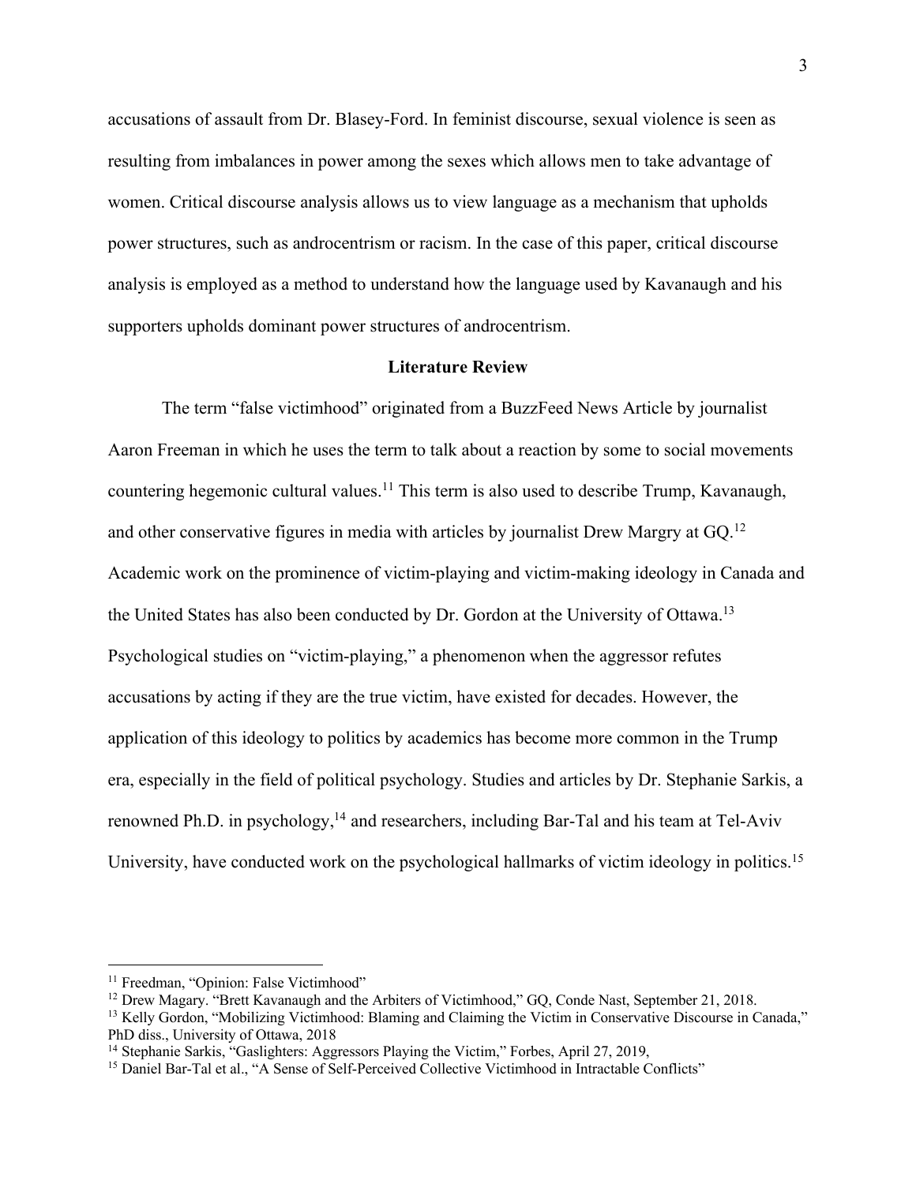accusations of assault from Dr. Blasey-Ford. In feminist discourse, sexual violence is seen as resulting from imbalances in power among the sexes which allows men to take advantage of women. Critical discourse analysis allows us to view language as a mechanism that upholds power structures, such as androcentrism or racism. In the case of this paper, critical discourse analysis is employed as a method to understand how the language used by Kavanaugh and his supporters upholds dominant power structures of androcentrism.

## Literature Review

The term "false victimhood" originated from a BuzzFeed News Article by journalist Aaron Freeman in which he uses the term to talk about a reaction by some to social movements countering hegemonic cultural values.[11] This term is also used to describe Trump, Kavanaugh, and other conservative figures in media with articles by journalist Drew Margry at GQ.[12] Academic work on the prominence of victim-playing and victim-making ideology in Canada and the United States has also been conducted by Dr. Gordon at the University of Ottawa.[13] Psychological studies on "victim-playing," a phenomenon when the aggressor refutes accusations by acting if they are the true victim, have existed for decades. However, the application of this ideology to politics by academics has become more common in the Trump era, especially in the field of political psychology. Studies and articles by Dr. Stephanie Sarkis, a renowned Ph.D. in psychology,[14] and researchers, including Bar-Tal and his team at Tel-Aviv University, have conducted work on the psychological hallmarks of victim ideology in politics.[15]

---

[11] Freedman, "Opinion: False Victimhood"

[12] Drew Magary. "Brett Kavanaugh and the Arbiters of Victimhood," GQ, Conde Nast, September 21, 2018.

[13] Kelly Gordon, "Mobilizing Victimhood: Blaming and Claiming the Victim in Conservative Discourse in Canada," PhD diss., University of Ottawa, 2018

[14] Stephanie Sarkis, "Gaslighters: Aggressors Playing the Victim," Forbes, April 27, 2019,

[15] Daniel Bar-Tal et al., "A Sense of Self-Perceived Collective Victimhood in Intractable Conflicts"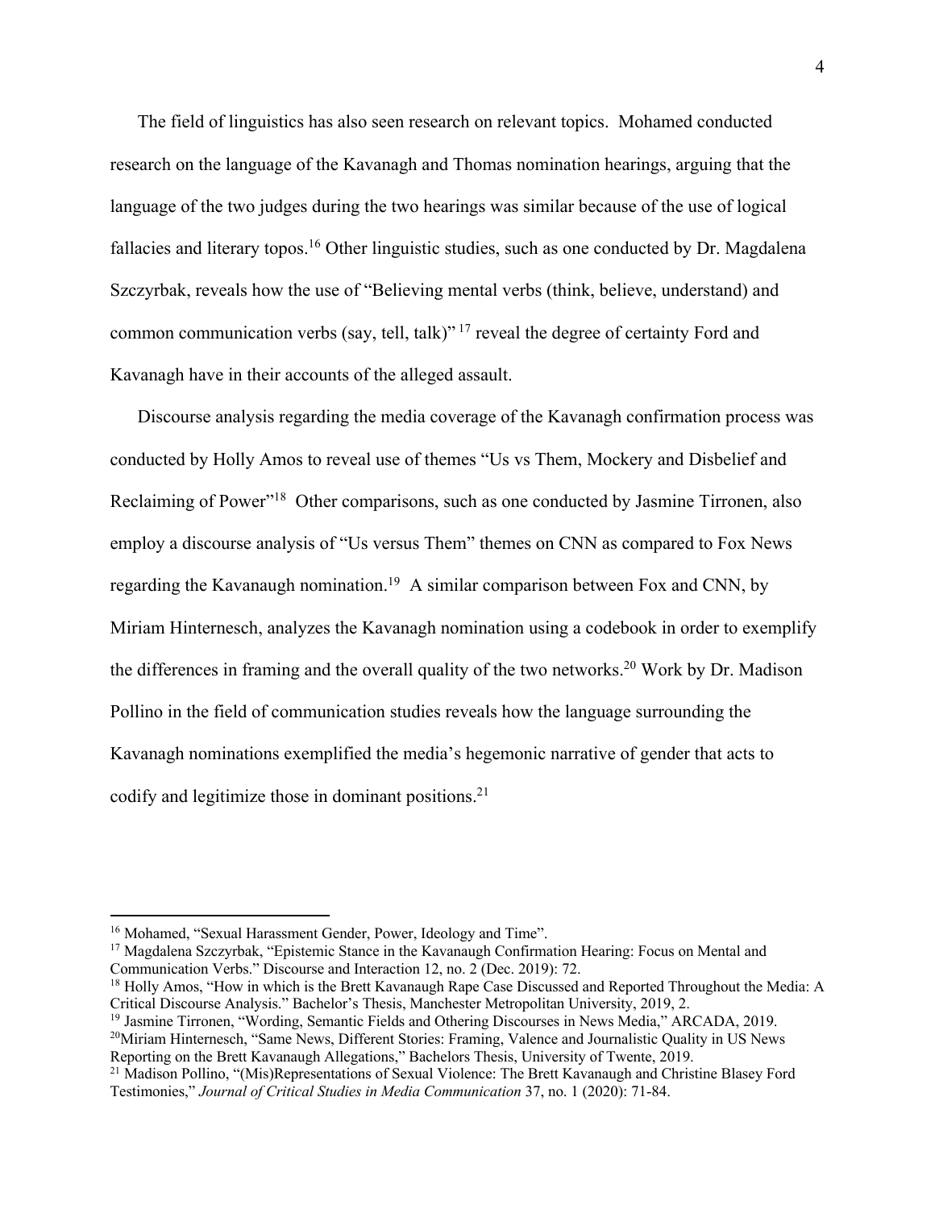The field of linguistics has also seen research on relevant topics. Mohamed conducted research on the language of the Kavanagh and Thomas nomination hearings, arguing that the language of the two judges during the two hearings was similar because of the use of logical fallacies and literary topos.[16] Other linguistic studies, such as one conducted by Dr. Magdalena Szczyrbak, reveals how the use of "Believing mental verbs (think, believe, understand) and common communication verbs (say, tell, talk)" [17] reveal the degree of certainty Ford and Kavanagh have in their accounts of the alleged assault.

Discourse analysis regarding the media coverage of the Kavanagh confirmation process was conducted by Holly Amos to reveal use of themes "Us vs Them, Mockery and Disbelief and Reclaiming of Power"[18] Other comparisons, such as one conducted by Jasmine Tirronen, also employ a discourse analysis of "Us versus Them" themes on CNN as compared to Fox News regarding the Kavanaugh nomination.[19] A similar comparison between Fox and CNN, by Miriam Hinternesch, analyzes the Kavanagh nomination using a codebook in order to exemplify the differences in framing and the overall quality of the two networks.[20] Work by Dr. Madison Pollino in the field of communication studies reveals how the language surrounding the Kavanagh nominations exemplified the media's hegemonic narrative of gender that acts to codify and legitimize those in dominant positions.[21]

---

[16] Mohamed, "Sexual Harassment Gender, Power, Ideology and Time".

[17] Magdalena Szczyrbak, "Epistemic Stance in the Kavanaugh Confirmation Hearing: Focus on Mental and Communication Verbs." Discourse and Interaction 12, no. 2 (Dec. 2019): 72.

[18] Holly Amos, "How in which is the Brett Kavanaugh Rape Case Discussed and Reported Throughout the Media: A Critical Discourse Analysis." Bachelor's Thesis, Manchester Metropolitan University, 2019, 2.

[19] Jasmine Tirronen, "Wording, Semantic Fields and Othering Discourses in News Media," ARCADA, 2019.

[20] Miriam Hinternesch, "Same News, Different Stories: Framing, Valence and Journalistic Quality in US News Reporting on the Brett Kavanaugh Allegations," Bachelors Thesis, University of Twente, 2019.

[21] Madison Pollino, "(Mis)Representations of Sexual Violence: The Brett Kavanaugh and Christine Blasey Ford Testimonies," *Journal of Critical Studies in Media Communication* 37, no. 1 (2020): 71-84.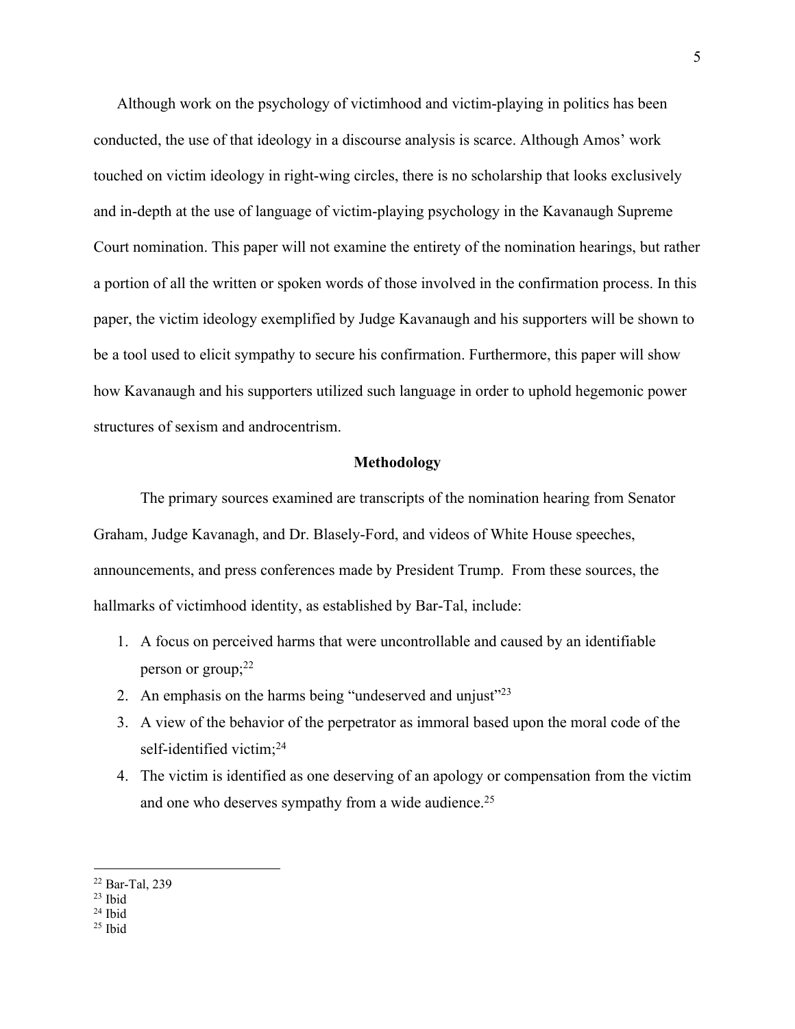Although work on the psychology of victimhood and victim-playing in politics has been conducted, the use of that ideology in a discourse analysis is scarce. Although Amos' work touched on victim ideology in right-wing circles, there is no scholarship that looks exclusively and in-depth at the use of language of victim-playing psychology in the Kavanaugh Supreme Court nomination. This paper will not examine the entirety of the nomination hearings, but rather a portion of all the written or spoken words of those involved in the confirmation process. In this paper, the victim ideology exemplified by Judge Kavanaugh and his supporters will be shown to be a tool used to elicit sympathy to secure his confirmation. Furthermore, this paper will show how Kavanaugh and his supporters utilized such language in order to uphold hegemonic power structures of sexism and androcentrism.

**Methodology**

The primary sources examined are transcripts of the nomination hearing from Senator Graham, Judge Kavanagh, and Dr. Blasely-Ford, and videos of White House speeches, announcements, and press conferences made by President Trump. From these sources, the hallmarks of victimhood identity, as established by Bar-Tal, include:

1. A focus on perceived harms that were uncontrollable and caused by an identifiable person or group;[22]
2. An emphasis on the harms being "undeserved and unjust"[23]
3. A view of the behavior of the perpetrator as immoral based upon the moral code of the self-identified victim;[24]
4. The victim is identified as one deserving of an apology or compensation from the victim and one who deserves sympathy from a wide audience.[25]

---

[22] Bar-Tal, 239
[23] Ibid
[24] Ibid
[25] Ibid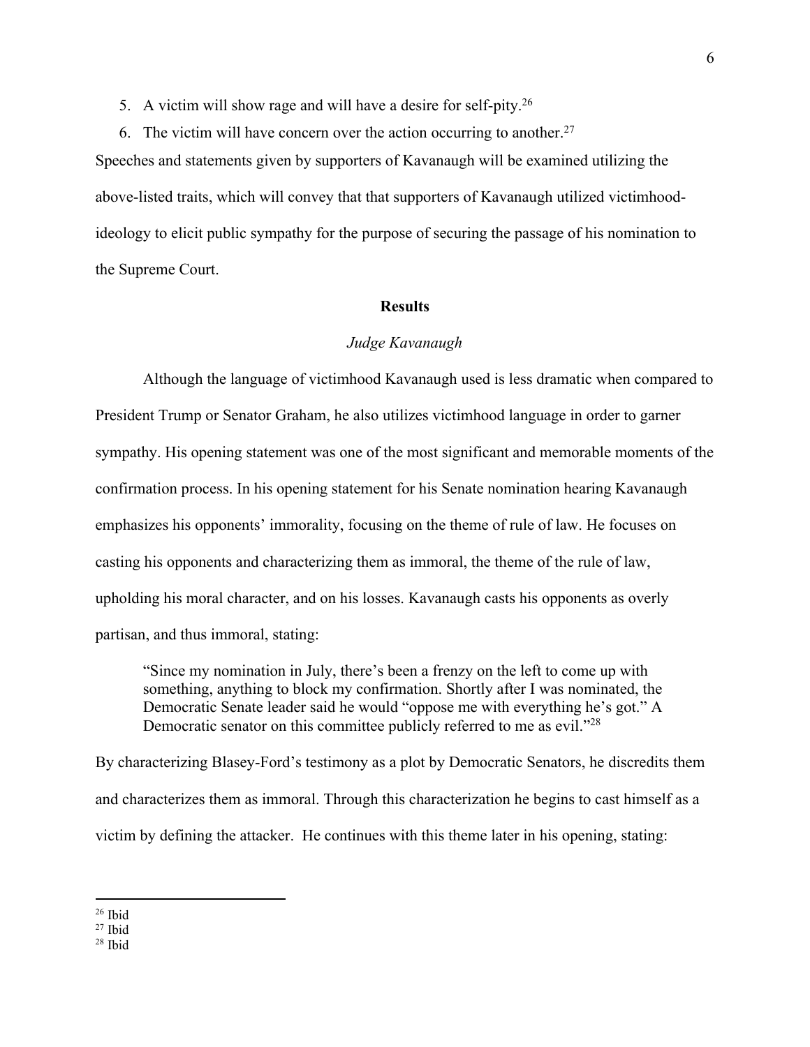5. A victim will show rage and will have a desire for self-pity.[26]
6. The victim will have concern over the action occurring to another.[27]

Speeches and statements given by supporters of Kavanaugh will be examined utilizing the above-listed traits, which will convey that that supporters of Kavanaugh utilized victimhood-ideology to elicit public sympathy for the purpose of securing the passage of his nomination to the Supreme Court.

## Results

### *Judge Kavanaugh*

Although the language of victimhood Kavanaugh used is less dramatic when compared to President Trump or Senator Graham, he also utilizes victimhood language in order to garner sympathy. His opening statement was one of the most significant and memorable moments of the confirmation process. In his opening statement for his Senate nomination hearing Kavanaugh emphasizes his opponents' immorality, focusing on the theme of rule of law. He focuses on casting his opponents and characterizing them as immoral, the theme of the rule of law, upholding his moral character, and on his losses. Kavanaugh casts his opponents as overly partisan, and thus immoral, stating:

> "Since my nomination in July, there's been a frenzy on the left to come up with something, anything to block my confirmation. Shortly after I was nominated, the Democratic Senate leader said he would "oppose me with everything he's got." A Democratic senator on this committee publicly referred to me as evil."[28]

By characterizing Blasey-Ford's testimony as a plot by Democratic Senators, he discredits them and characterizes them as immoral. Through this characterization he begins to cast himself as a victim by defining the attacker. He continues with this theme later in his opening, stating:

---

[26] Ibid
[27] Ibid
[28] Ibid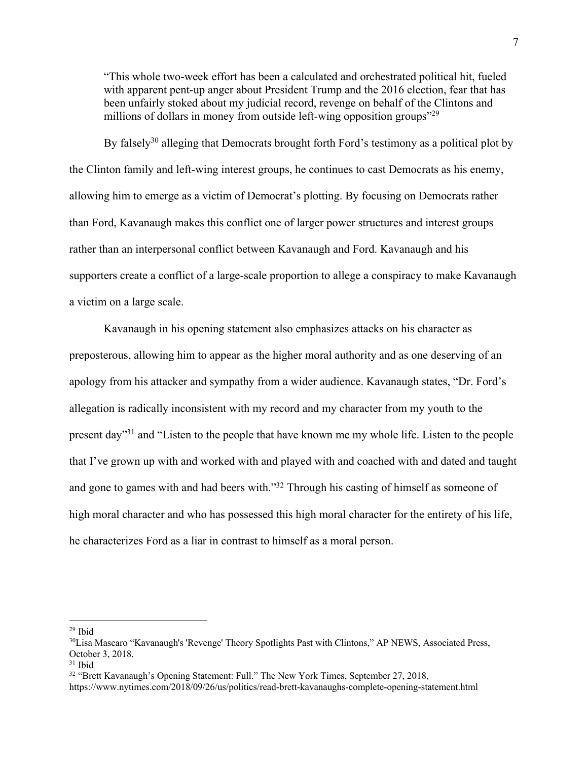> "This whole two-week effort has been a calculated and orchestrated political hit, fueled with apparent pent-up anger about President Trump and the 2016 election, fear that has been unfairly stoked about my judicial record, revenge on behalf of the Clintons and millions of dollars in money from outside left-wing opposition groups"[29]

By falsely[30] alleging that Democrats brought forth Ford's testimony as a political plot by the Clinton family and left-wing interest groups, he continues to cast Democrats as his enemy, allowing him to emerge as a victim of Democrat's plotting. By focusing on Democrats rather than Ford, Kavanaugh makes this conflict one of larger power structures and interest groups rather than an interpersonal conflict between Kavanaugh and Ford. Kavanaugh and his supporters create a conflict of a large-scale proportion to allege a conspiracy to make Kavanaugh a victim on a large scale.

Kavanaugh in his opening statement also emphasizes attacks on his character as preposterous, allowing him to appear as the higher moral authority and as one deserving of an apology from his attacker and sympathy from a wider audience. Kavanaugh states, "Dr. Ford's allegation is radically inconsistent with my record and my character from my youth to the present day"[31] and "Listen to the people that have known me my whole life. Listen to the people that I've grown up with and worked with and played with and coached with and dated and taught and gone to games with and had beers with."[32] Through his casting of himself as someone of high moral character and who has possessed this high moral character for the entirety of his life, he characterizes Ford as a liar in contrast to himself as a moral person.

---

[29] Ibid

[30] Lisa Mascaro "Kavanaugh's 'Revenge' Theory Spotlights Past with Clintons," AP NEWS, Associated Press, October 3, 2018.

[31] Ibid

[32] "Brett Kavanaugh's Opening Statement: Full." The New York Times, September 27, 2018, https://www.nytimes.com/2018/09/26/us/politics/read-brett-kavanaughs-complete-opening-statement.html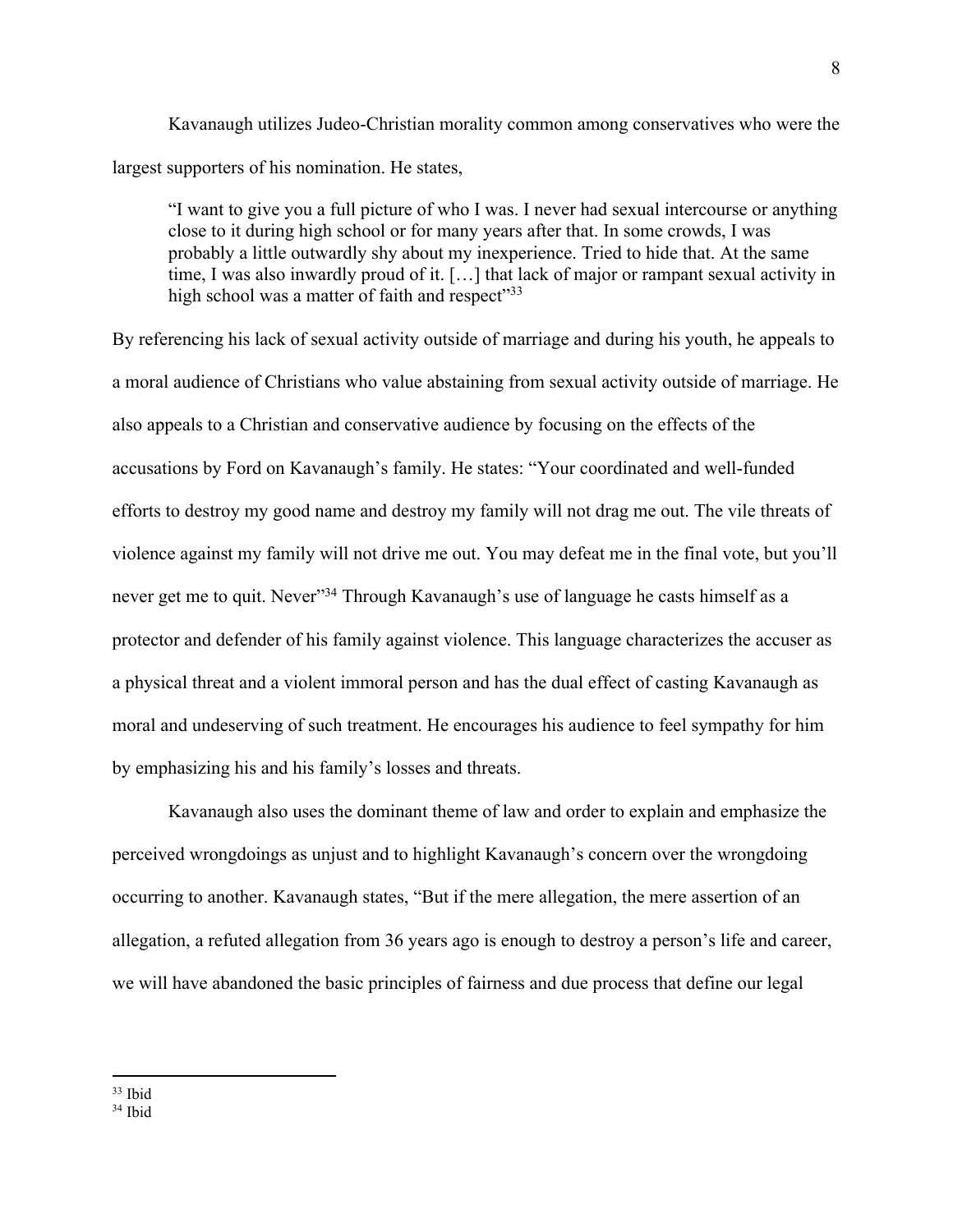Kavanaugh utilizes Judeo-Christian morality common among conservatives who were the largest supporters of his nomination. He states,

> "I want to give you a full picture of who I was. I never had sexual intercourse or anything close to it during high school or for many years after that. In some crowds, I was probably a little outwardly shy about my inexperience. Tried to hide that. At the same time, I was also inwardly proud of it. […] that lack of major or rampant sexual activity in high school was a matter of faith and respect"[33]

By referencing his lack of sexual activity outside of marriage and during his youth, he appeals to a moral audience of Christians who value abstaining from sexual activity outside of marriage. He also appeals to a Christian and conservative audience by focusing on the effects of the accusations by Ford on Kavanaugh's family. He states: "Your coordinated and well-funded efforts to destroy my good name and destroy my family will not drag me out. The vile threats of violence against my family will not drive me out. You may defeat me in the final vote, but you'll never get me to quit. Never"[34] Through Kavanaugh's use of language he casts himself as a protector and defender of his family against violence. This language characterizes the accuser as a physical threat and a violent immoral person and has the dual effect of casting Kavanaugh as moral and undeserving of such treatment. He encourages his audience to feel sympathy for him by emphasizing his and his family's losses and threats.

Kavanaugh also uses the dominant theme of law and order to explain and emphasize the perceived wrongdoings as unjust and to highlight Kavanaugh's concern over the wrongdoing occurring to another. Kavanaugh states, "But if the mere allegation, the mere assertion of an allegation, a refuted allegation from 36 years ago is enough to destroy a person's life and career, we will have abandoned the basic principles of fairness and due process that define our legal

---

[33] Ibid

[34] Ibid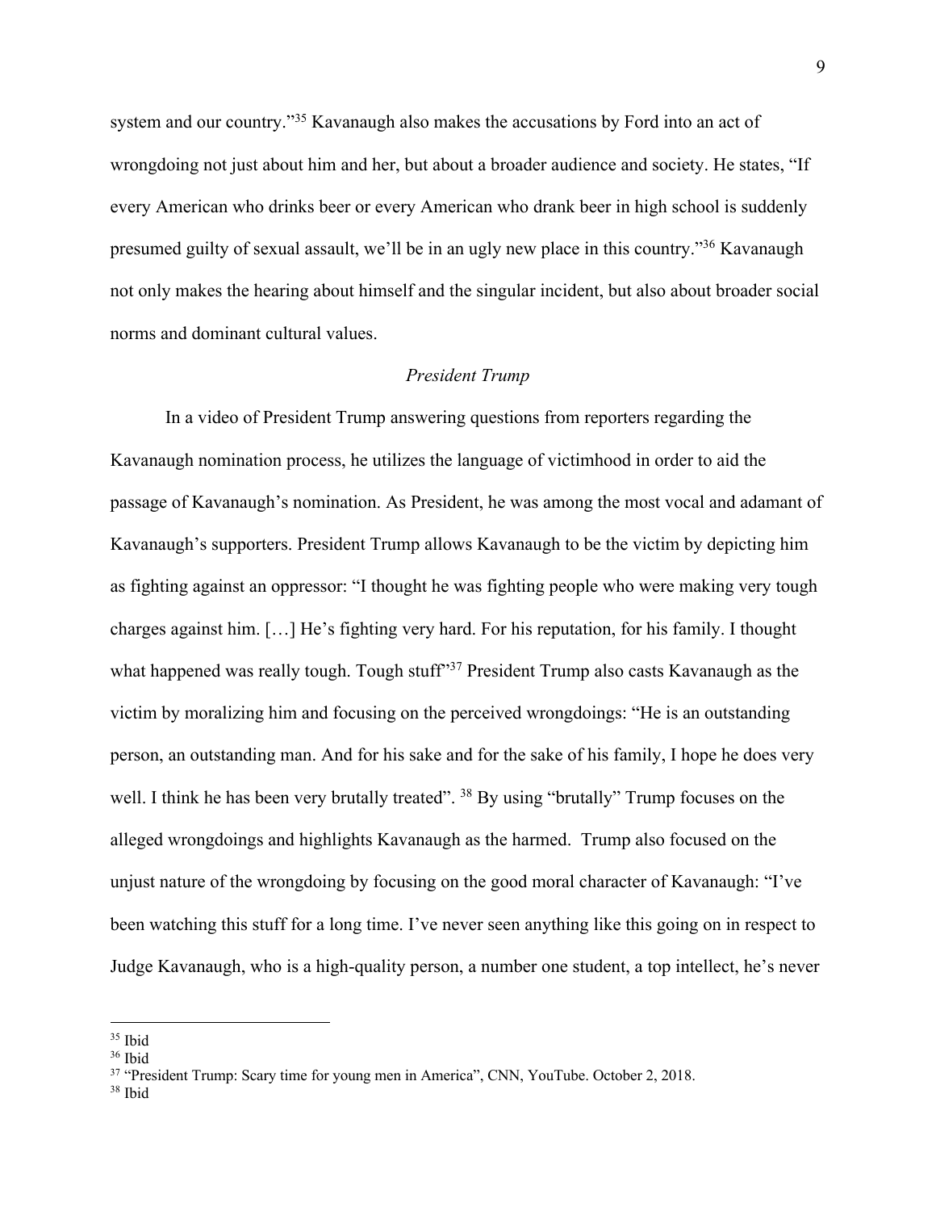system and our country."[35] Kavanaugh also makes the accusations by Ford into an act of wrongdoing not just about him and her, but about a broader audience and society. He states, "If every American who drinks beer or every American who drank beer in high school is suddenly presumed guilty of sexual assault, we'll be in an ugly new place in this country."[36] Kavanaugh not only makes the hearing about himself and the singular incident, but also about broader social norms and dominant cultural values.

### *President Trump*

In a video of President Trump answering questions from reporters regarding the Kavanaugh nomination process, he utilizes the language of victimhood in order to aid the passage of Kavanaugh's nomination. As President, he was among the most vocal and adamant of Kavanaugh's supporters. President Trump allows Kavanaugh to be the victim by depicting him as fighting against an oppressor: "I thought he was fighting people who were making very tough charges against him. […] He's fighting very hard. For his reputation, for his family. I thought what happened was really tough. Tough stuff"[37] President Trump also casts Kavanaugh as the victim by moralizing him and focusing on the perceived wrongdoings: "He is an outstanding person, an outstanding man. And for his sake and for the sake of his family, I hope he does very well. I think he has been very brutally treated". [38] By using "brutally" Trump focuses on the alleged wrongdoings and highlights Kavanaugh as the harmed. Trump also focused on the unjust nature of the wrongdoing by focusing on the good moral character of Kavanaugh: "I've been watching this stuff for a long time. I've never seen anything like this going on in respect to Judge Kavanaugh, who is a high-quality person, a number one student, a top intellect, he's never

---

[35] Ibid

[36] Ibid

[37] "President Trump: Scary time for young men in America", CNN, YouTube. October 2, 2018.

[38] Ibid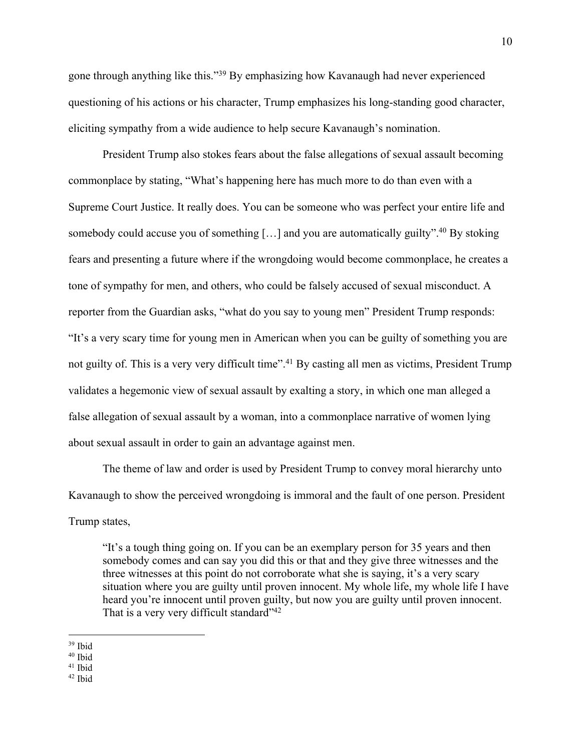gone through anything like this."[39] By emphasizing how Kavanaugh had never experienced questioning of his actions or his character, Trump emphasizes his long-standing good character, eliciting sympathy from a wide audience to help secure Kavanaugh's nomination.

President Trump also stokes fears about the false allegations of sexual assault becoming commonplace by stating, "What's happening here has much more to do than even with a Supreme Court Justice. It really does. You can be someone who was perfect your entire life and somebody could accuse you of something […] and you are automatically guilty".[40] By stoking fears and presenting a future where if the wrongdoing would become commonplace, he creates a tone of sympathy for men, and others, who could be falsely accused of sexual misconduct. A reporter from the Guardian asks, "what do you say to young men" President Trump responds: "It's a very scary time for young men in American when you can be guilty of something you are not guilty of. This is a very very difficult time".[41] By casting all men as victims, President Trump validates a hegemonic view of sexual assault by exalting a story, in which one man alleged a false allegation of sexual assault by a woman, into a commonplace narrative of women lying about sexual assault in order to gain an advantage against men.

The theme of law and order is used by President Trump to convey moral hierarchy unto Kavanaugh to show the perceived wrongdoing is immoral and the fault of one person. President Trump states,

> "It's a tough thing going on. If you can be an exemplary person for 35 years and then somebody comes and can say you did this or that and they give three witnesses and the three witnesses at this point do not corroborate what she is saying, it's a very scary situation where you are guilty until proven innocent. My whole life, my whole life I have heard you're innocent until proven guilty, but now you are guilty until proven innocent. That is a very very difficult standard"[42]

---

[39] Ibid
[40] Ibid
[41] Ibid
[42] Ibid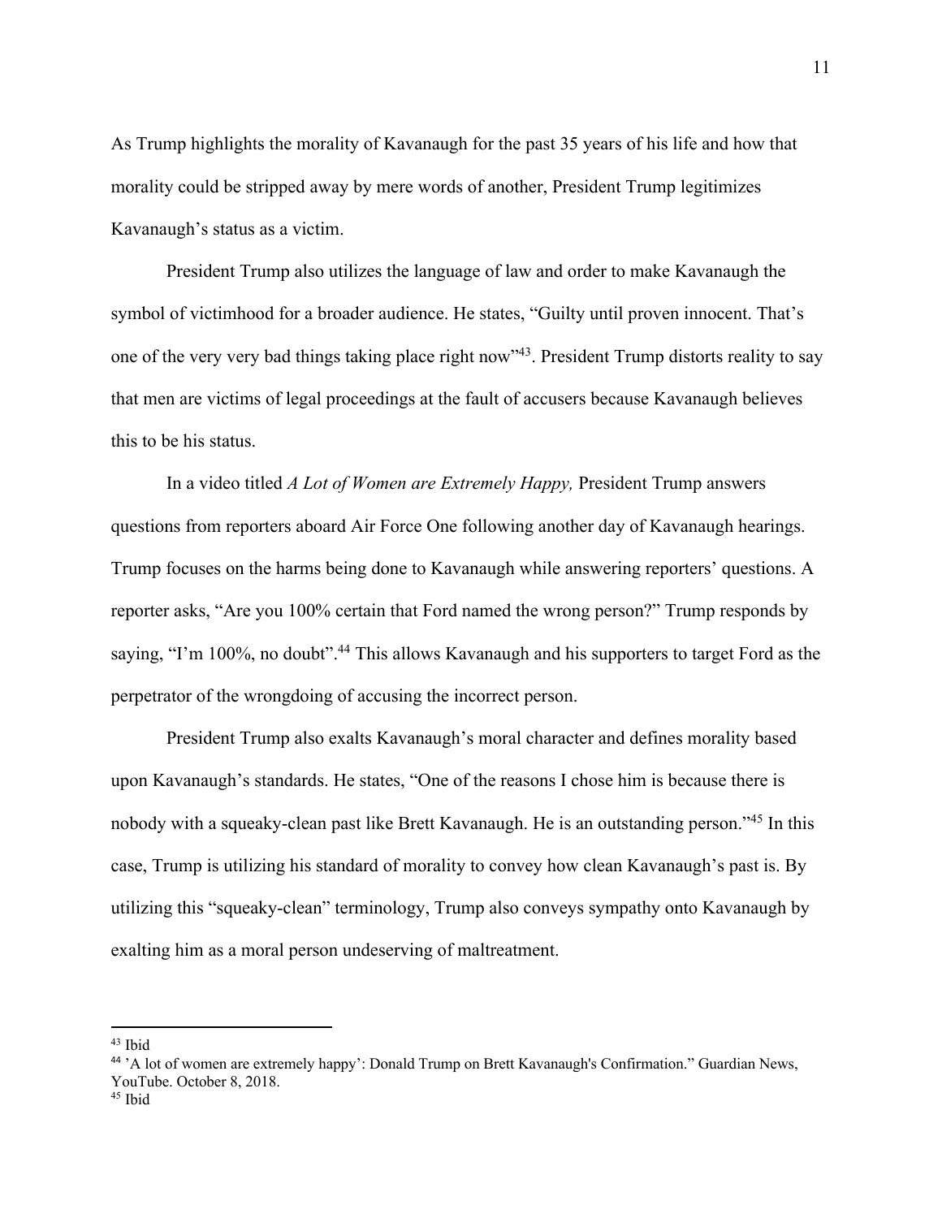As Trump highlights the morality of Kavanaugh for the past 35 years of his life and how that morality could be stripped away by mere words of another, President Trump legitimizes Kavanaugh's status as a victim.

President Trump also utilizes the language of law and order to make Kavanaugh the symbol of victimhood for a broader audience. He states, "Guilty until proven innocent. That's one of the very very bad things taking place right now"[43]. President Trump distorts reality to say that men are victims of legal proceedings at the fault of accusers because Kavanaugh believes this to be his status.

In a video titled *A Lot of Women are Extremely Happy,* President Trump answers questions from reporters aboard Air Force One following another day of Kavanaugh hearings. Trump focuses on the harms being done to Kavanaugh while answering reporters' questions. A reporter asks, "Are you 100% certain that Ford named the wrong person?" Trump responds by saying, "I'm 100%, no doubt".[44] This allows Kavanaugh and his supporters to target Ford as the perpetrator of the wrongdoing of accusing the incorrect person.

President Trump also exalts Kavanaugh's moral character and defines morality based upon Kavanaugh's standards. He states, "One of the reasons I chose him is because there is nobody with a squeaky-clean past like Brett Kavanaugh. He is an outstanding person."[45] In this case, Trump is utilizing his standard of morality to convey how clean Kavanaugh's past is. By utilizing this "squeaky-clean" terminology, Trump also conveys sympathy onto Kavanaugh by exalting him as a moral person undeserving of maltreatment.

---

[43] Ibid

[44] 'A lot of women are extremely happy': Donald Trump on Brett Kavanaugh's Confirmation." Guardian News, YouTube. October 8, 2018.

[45] Ibid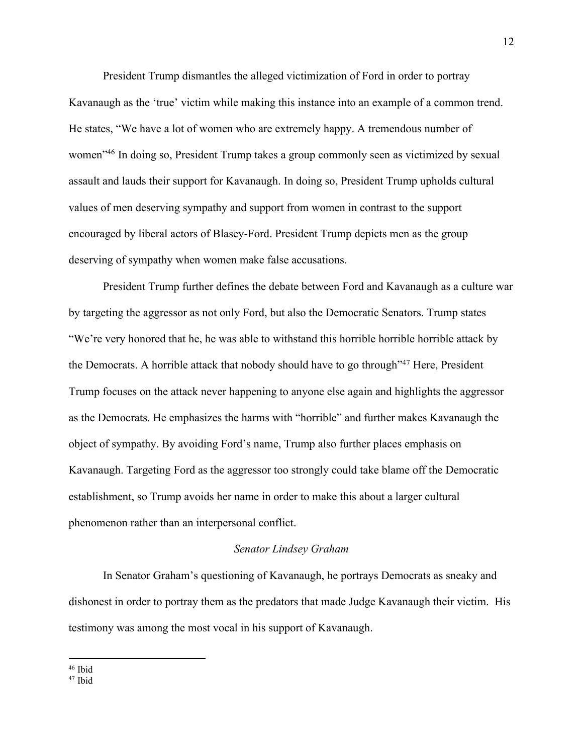President Trump dismantles the alleged victimization of Ford in order to portray Kavanaugh as the 'true' victim while making this instance into an example of a common trend. He states, "We have a lot of women who are extremely happy. A tremendous number of women"[46] In doing so, President Trump takes a group commonly seen as victimized by sexual assault and lauds their support for Kavanaugh. In doing so, President Trump upholds cultural values of men deserving sympathy and support from women in contrast to the support encouraged by liberal actors of Blasey-Ford. President Trump depicts men as the group deserving of sympathy when women make false accusations.

President Trump further defines the debate between Ford and Kavanaugh as a culture war by targeting the aggressor as not only Ford, but also the Democratic Senators. Trump states "We're very honored that he, he was able to withstand this horrible horrible horrible attack by the Democrats. A horrible attack that nobody should have to go through"[47] Here, President Trump focuses on the attack never happening to anyone else again and highlights the aggressor as the Democrats. He emphasizes the harms with "horrible" and further makes Kavanaugh the object of sympathy. By avoiding Ford's name, Trump also further places emphasis on Kavanaugh. Targeting Ford as the aggressor too strongly could take blame off the Democratic establishment, so Trump avoids her name in order to make this about a larger cultural phenomenon rather than an interpersonal conflict.

### *Senator Lindsey Graham*

In Senator Graham's questioning of Kavanaugh, he portrays Democrats as sneaky and dishonest in order to portray them as the predators that made Judge Kavanaugh their victim. His testimony was among the most vocal in his support of Kavanaugh.

---

[46] Ibid

[47] Ibid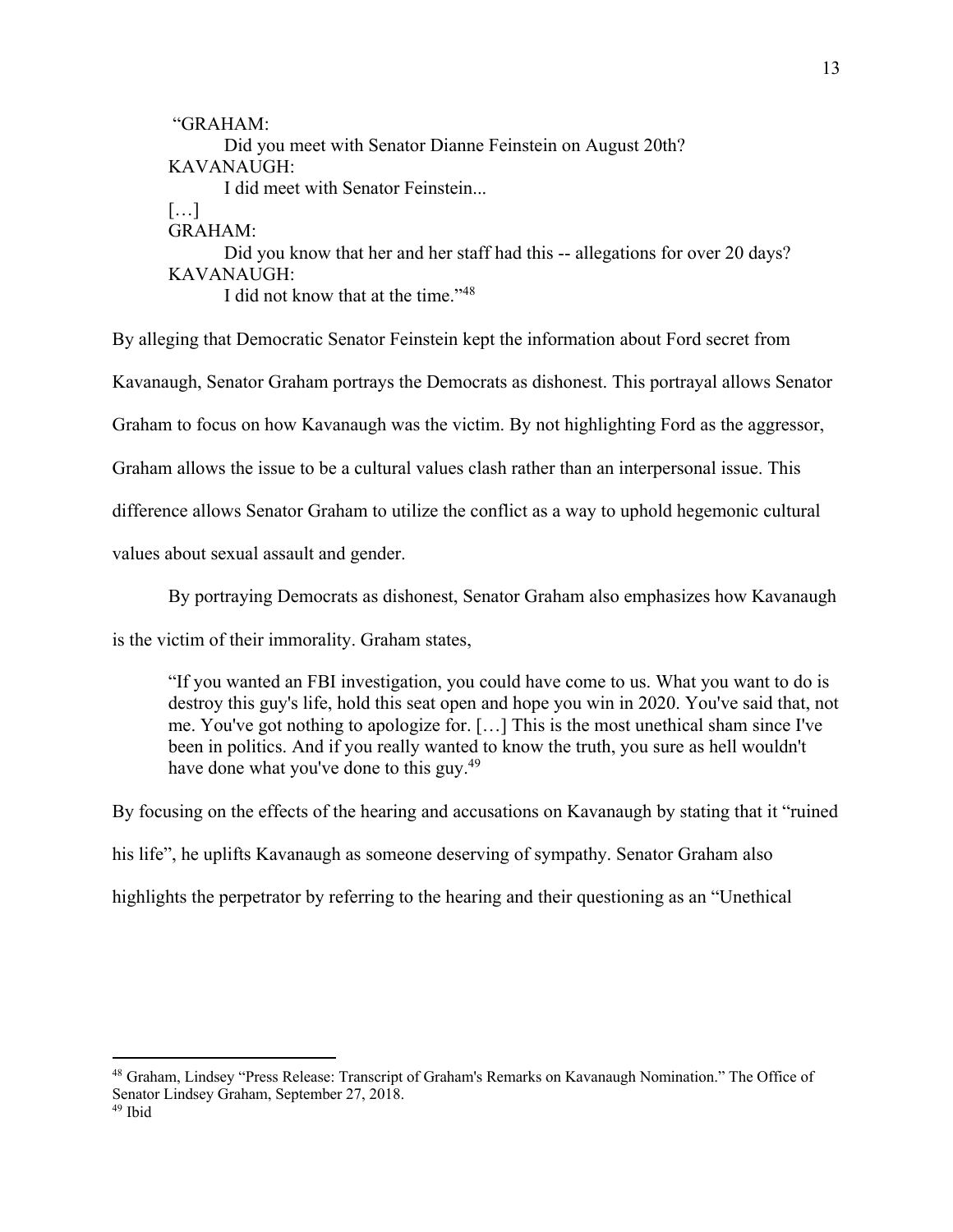"GRAHAM:

Did you meet with Senator Dianne Feinstein on August 20th?

KAVANAUGH:

I did meet with Senator Feinstein...

[…]

GRAHAM:

Did you know that her and her staff had this -- allegations for over 20 days?

KAVANAUGH:

I did not know that at the time."[48]

By alleging that Democratic Senator Feinstein kept the information about Ford secret from Kavanaugh, Senator Graham portrays the Democrats as dishonest. This portrayal allows Senator Graham to focus on how Kavanaugh was the victim. By not highlighting Ford as the aggressor, Graham allows the issue to be a cultural values clash rather than an interpersonal issue. This difference allows Senator Graham to utilize the conflict as a way to uphold hegemonic cultural values about sexual assault and gender.

By portraying Democrats as dishonest, Senator Graham also emphasizes how Kavanaugh is the victim of their immorality. Graham states,

> "If you wanted an FBI investigation, you could have come to us. What you want to do is destroy this guy's life, hold this seat open and hope you win in 2020. You've said that, not me. You've got nothing to apologize for. […] This is the most unethical sham since I've been in politics. And if you really wanted to know the truth, you sure as hell wouldn't have done what you've done to this guy.[49]

By focusing on the effects of the hearing and accusations on Kavanaugh by stating that it "ruined his life", he uplifts Kavanaugh as someone deserving of sympathy. Senator Graham also highlights the perpetrator by referring to the hearing and their questioning as an "Unethical

---

[48] Graham, Lindsey "Press Release: Transcript of Graham's Remarks on Kavanaugh Nomination." The Office of Senator Lindsey Graham, September 27, 2018.

[49] Ibid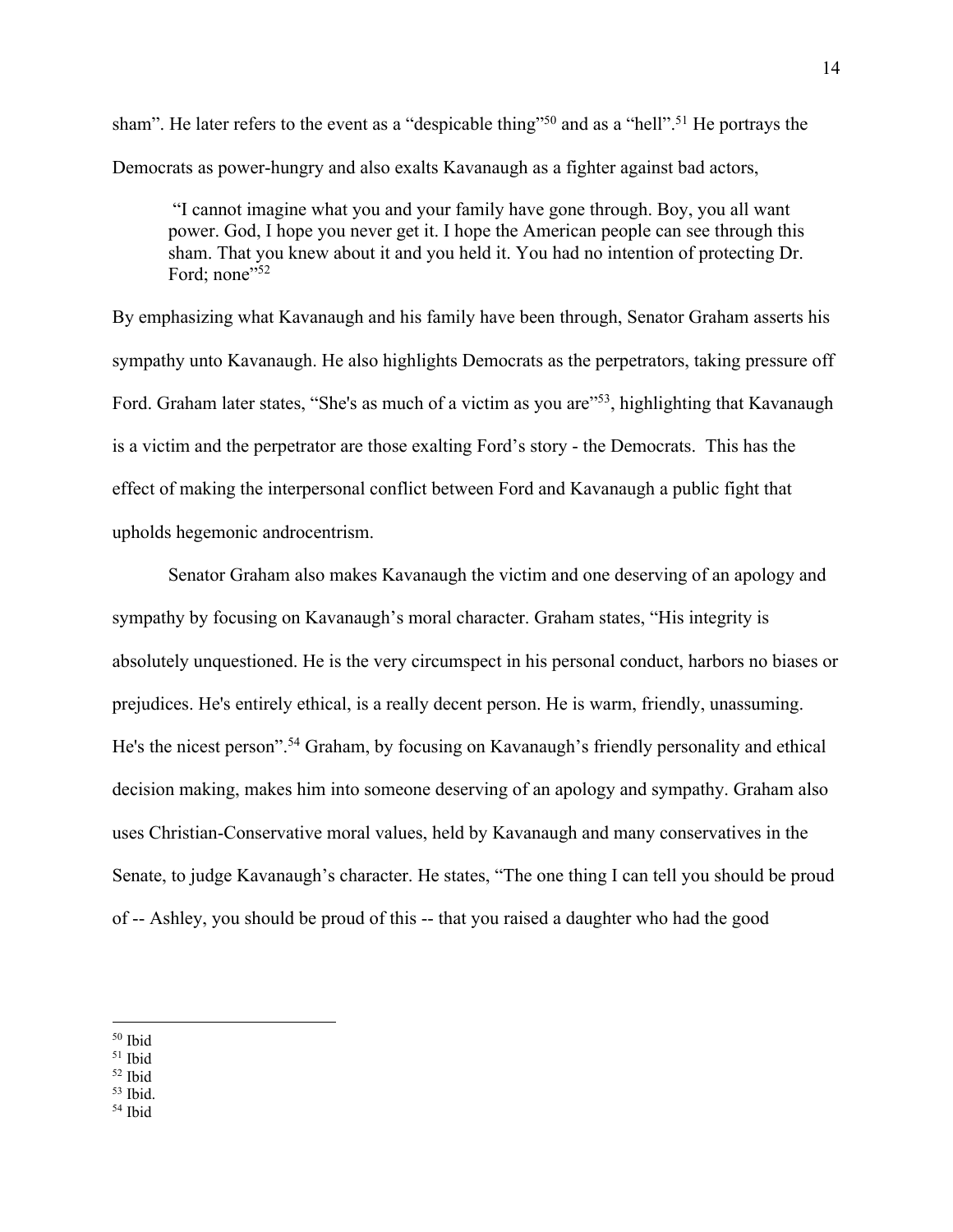sham". He later refers to the event as a "despicable thing"[50] and as a "hell".[51] He portrays the Democrats as power-hungry and also exalts Kavanaugh as a fighter against bad actors,

> "I cannot imagine what you and your family have gone through. Boy, you all want power. God, I hope you never get it. I hope the American people can see through this sham. That you knew about it and you held it. You had no intention of protecting Dr. Ford; none"[52]

By emphasizing what Kavanaugh and his family have been through, Senator Graham asserts his sympathy unto Kavanaugh. He also highlights Democrats as the perpetrators, taking pressure off Ford. Graham later states, "She's as much of a victim as you are"[53], highlighting that Kavanaugh is a victim and the perpetrator are those exalting Ford's story - the Democrats. This has the effect of making the interpersonal conflict between Ford and Kavanaugh a public fight that upholds hegemonic androcentrism.

Senator Graham also makes Kavanaugh the victim and one deserving of an apology and sympathy by focusing on Kavanaugh's moral character. Graham states, "His integrity is absolutely unquestioned. He is the very circumspect in his personal conduct, harbors no biases or prejudices. He's entirely ethical, is a really decent person. He is warm, friendly, unassuming. He's the nicest person".[54] Graham, by focusing on Kavanaugh's friendly personality and ethical decision making, makes him into someone deserving of an apology and sympathy. Graham also uses Christian-Conservative moral values, held by Kavanaugh and many conservatives in the Senate, to judge Kavanaugh's character. He states, "The one thing I can tell you should be proud of -- Ashley, you should be proud of this -- that you raised a daughter who had the good

---

[50] Ibid

[51] Ibid

[52] Ibid

[53] Ibid.

[54] Ibid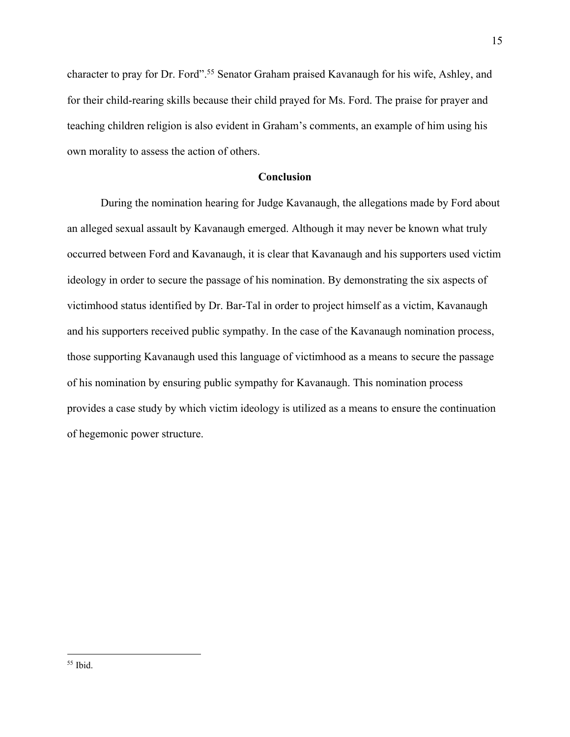character to pray for Dr. Ford".[55] Senator Graham praised Kavanaugh for his wife, Ashley, and for their child-rearing skills because their child prayed for Ms. Ford. The praise for prayer and teaching children religion is also evident in Graham's comments, an example of him using his own morality to assess the action of others.

## Conclusion

During the nomination hearing for Judge Kavanaugh, the allegations made by Ford about an alleged sexual assault by Kavanaugh emerged. Although it may never be known what truly occurred between Ford and Kavanaugh, it is clear that Kavanaugh and his supporters used victim ideology in order to secure the passage of his nomination. By demonstrating the six aspects of victimhood status identified by Dr. Bar-Tal in order to project himself as a victim, Kavanaugh and his supporters received public sympathy. In the case of the Kavanaugh nomination process, those supporting Kavanaugh used this language of victimhood as a means to secure the passage of his nomination by ensuring public sympathy for Kavanaugh. This nomination process provides a case study by which victim ideology is utilized as a means to ensure the continuation of hegemonic power structure.

---

[55] Ibid.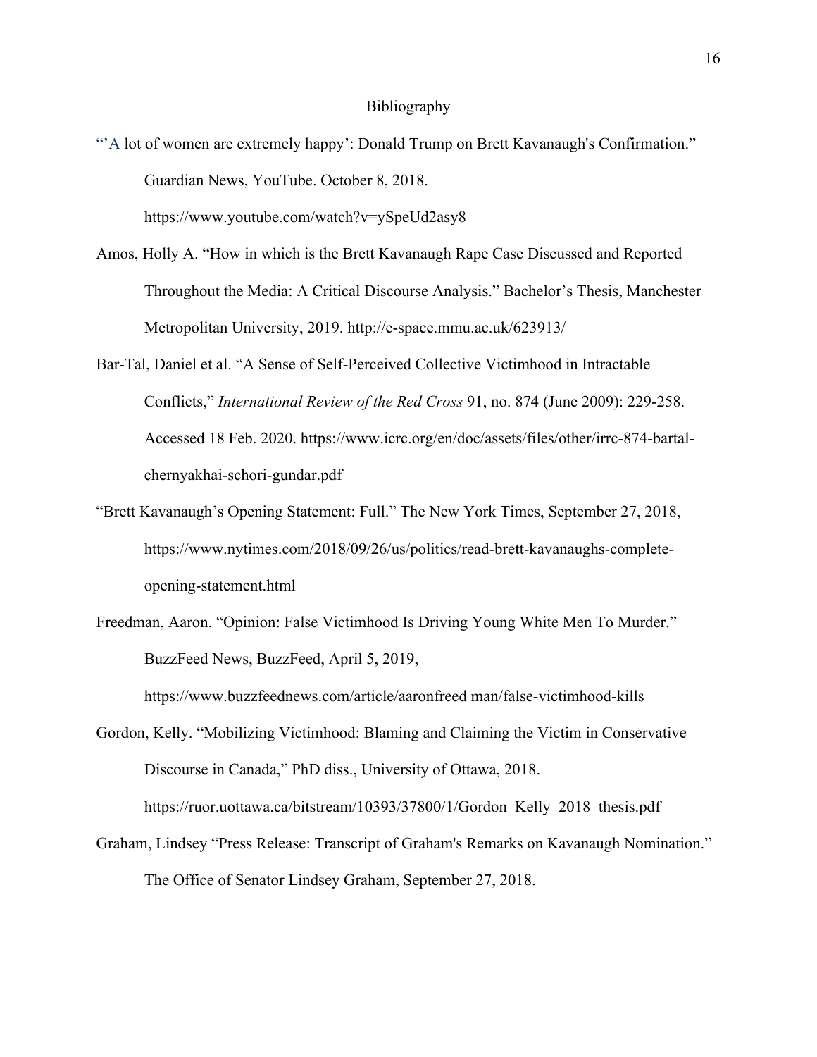# Bibliography

"'A lot of women are extremely happy': Donald Trump on Brett Kavanaugh's Confirmation." Guardian News, YouTube. October 8, 2018. https://www.youtube.com/watch?v=ySpeUd2asy8

Amos, Holly A. "How in which is the Brett Kavanaugh Rape Case Discussed and Reported Throughout the Media: A Critical Discourse Analysis." Bachelor's Thesis, Manchester Metropolitan University, 2019. http://e-space.mmu.ac.uk/623913/

Bar-Tal, Daniel et al. "A Sense of Self-Perceived Collective Victimhood in Intractable Conflicts," *International Review of the Red Cross* 91, no. 874 (June 2009): 229-258. Accessed 18 Feb. 2020. https://www.icrc.org/en/doc/assets/files/other/irrc-874-bartal-chernyakhai-schori-gundar.pdf

"Brett Kavanaugh's Opening Statement: Full." The New York Times, September 27, 2018, https://www.nytimes.com/2018/09/26/us/politics/read-brett-kavanaughs-complete-opening-statement.html

Freedman, Aaron. "Opinion: False Victimhood Is Driving Young White Men To Murder." BuzzFeed News, BuzzFeed, April 5, 2019, https://www.buzzfeednews.com/article/aaronfreed man/false-victimhood-kills

Gordon, Kelly. "Mobilizing Victimhood: Blaming and Claiming the Victim in Conservative Discourse in Canada," PhD diss., University of Ottawa, 2018. https://ruor.uottawa.ca/bitstream/10393/37800/1/Gordon_Kelly_2018_thesis.pdf

Graham, Lindsey "Press Release: Transcript of Graham's Remarks on Kavanaugh Nomination." The Office of Senator Lindsey Graham, September 27, 2018.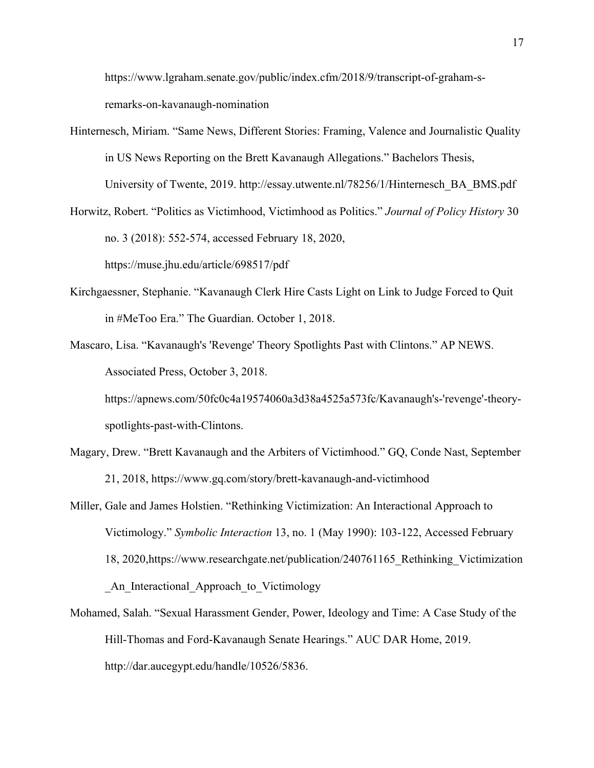https://www.lgraham.senate.gov/public/index.cfm/2018/9/transcript-of-graham-s-remarks-on-kavanaugh-nomination

Hinternesch, Miriam. "Same News, Different Stories: Framing, Valence and Journalistic Quality in US News Reporting on the Brett Kavanaugh Allegations." Bachelors Thesis, University of Twente, 2019. http://essay.utwente.nl/78256/1/Hinternesch_BA_BMS.pdf

Horwitz, Robert. "Politics as Victimhood, Victimhood as Politics." *Journal of Policy History* 30 no. 3 (2018): 552-574, accessed February 18, 2020, https://muse.jhu.edu/article/698517/pdf

Kirchgaessner, Stephanie. "Kavanaugh Clerk Hire Casts Light on Link to Judge Forced to Quit in #MeToo Era." The Guardian. October 1, 2018.

Mascaro, Lisa. "Kavanaugh's 'Revenge' Theory Spotlights Past with Clintons." AP NEWS. Associated Press, October 3, 2018. https://apnews.com/50fc0c4a19574060a3d38a4525a573fc/Kavanaugh's-'revenge'-theory-spotlights-past-with-Clintons.

Magary, Drew. "Brett Kavanaugh and the Arbiters of Victimhood." GQ, Conde Nast, September 21, 2018, https://www.gq.com/story/brett-kavanaugh-and-victimhood

Miller, Gale and James Holstien. "Rethinking Victimization: An Interactional Approach to Victimology." *Symbolic Interaction* 13, no. 1 (May 1990): 103-122, Accessed February 18, 2020,https://www.researchgate.net/publication/240761165_Rethinking_Victimization_An_Interactional_Approach_to_Victimology

Mohamed, Salah. "Sexual Harassment Gender, Power, Ideology and Time: A Case Study of the Hill-Thomas and Ford-Kavanaugh Senate Hearings." AUC DAR Home, 2019. http://dar.aucegypt.edu/handle/10526/5836.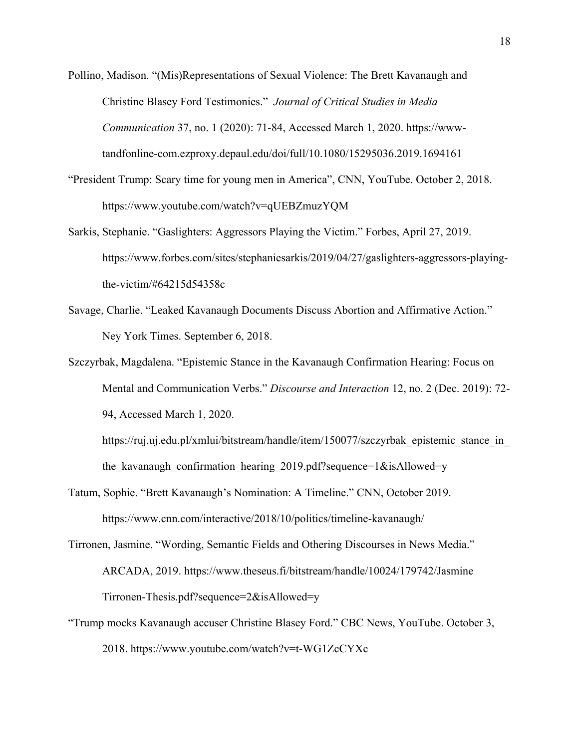Pollino, Madison. "(Mis)Representations of Sexual Violence: The Brett Kavanaugh and Christine Blasey Ford Testimonies." *Journal of Critical Studies in Media Communication* 37, no. 1 (2020): 71-84, Accessed March 1, 2020. https://www-tandfonline-com.ezproxy.depaul.edu/doi/full/10.1080/15295036.2019.1694161

"President Trump: Scary time for young men in America", CNN, YouTube. October 2, 2018. https://www.youtube.com/watch?v=qUEBZmuzYQM

Sarkis, Stephanie. "Gaslighters: Aggressors Playing the Victim." Forbes, April 27, 2019. https://www.forbes.com/sites/stephaniesarkis/2019/04/27/gaslighters-aggressors-playing-the-victim/#64215d54358c

Savage, Charlie. "Leaked Kavanaugh Documents Discuss Abortion and Affirmative Action." Ney York Times. September 6, 2018.

Szczyrbak, Magdalena. "Epistemic Stance in the Kavanaugh Confirmation Hearing: Focus on Mental and Communication Verbs." *Discourse and Interaction* 12, no. 2 (Dec. 2019): 72-94, Accessed March 1, 2020. https://ruj.uj.edu.pl/xmlui/bitstream/handle/item/150077/szczyrbak_epistemic_stance_in_the_kavanaugh_confirmation_hearing_2019.pdf?sequence=1&isAllowed=y

Tatum, Sophie. "Brett Kavanaugh's Nomination: A Timeline." CNN, October 2019. https://www.cnn.com/interactive/2018/10/politics/timeline-kavanaugh/

Tirronen, Jasmine. "Wording, Semantic Fields and Othering Discourses in News Media." ARCADA, 2019. https://www.theseus.fi/bitstream/handle/10024/179742/Jasmine Tirronen-Thesis.pdf?sequence=2&isAllowed=y

"Trump mocks Kavanaugh accuser Christine Blasey Ford." CBC News, YouTube. October 3, 2018. https://www.youtube.com/watch?v=t-WG1ZcCYXc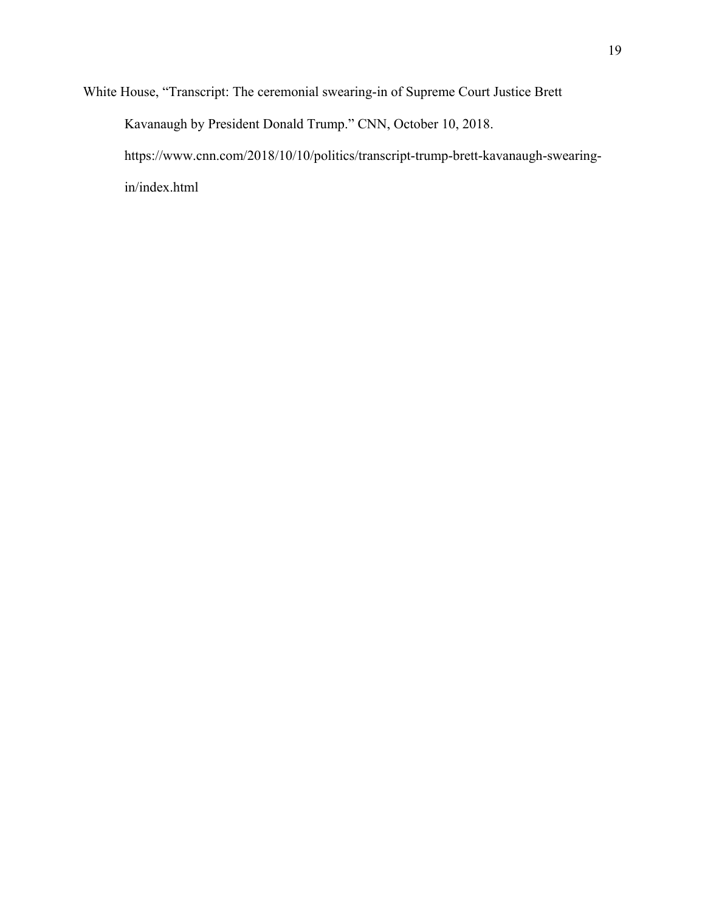White House, "Transcript: The ceremonial swearing-in of Supreme Court Justice Brett Kavanaugh by President Donald Trump." CNN, October 10, 2018. https://www.cnn.com/2018/10/10/politics/transcript-trump-brett-kavanaugh-swearing-in/index.html